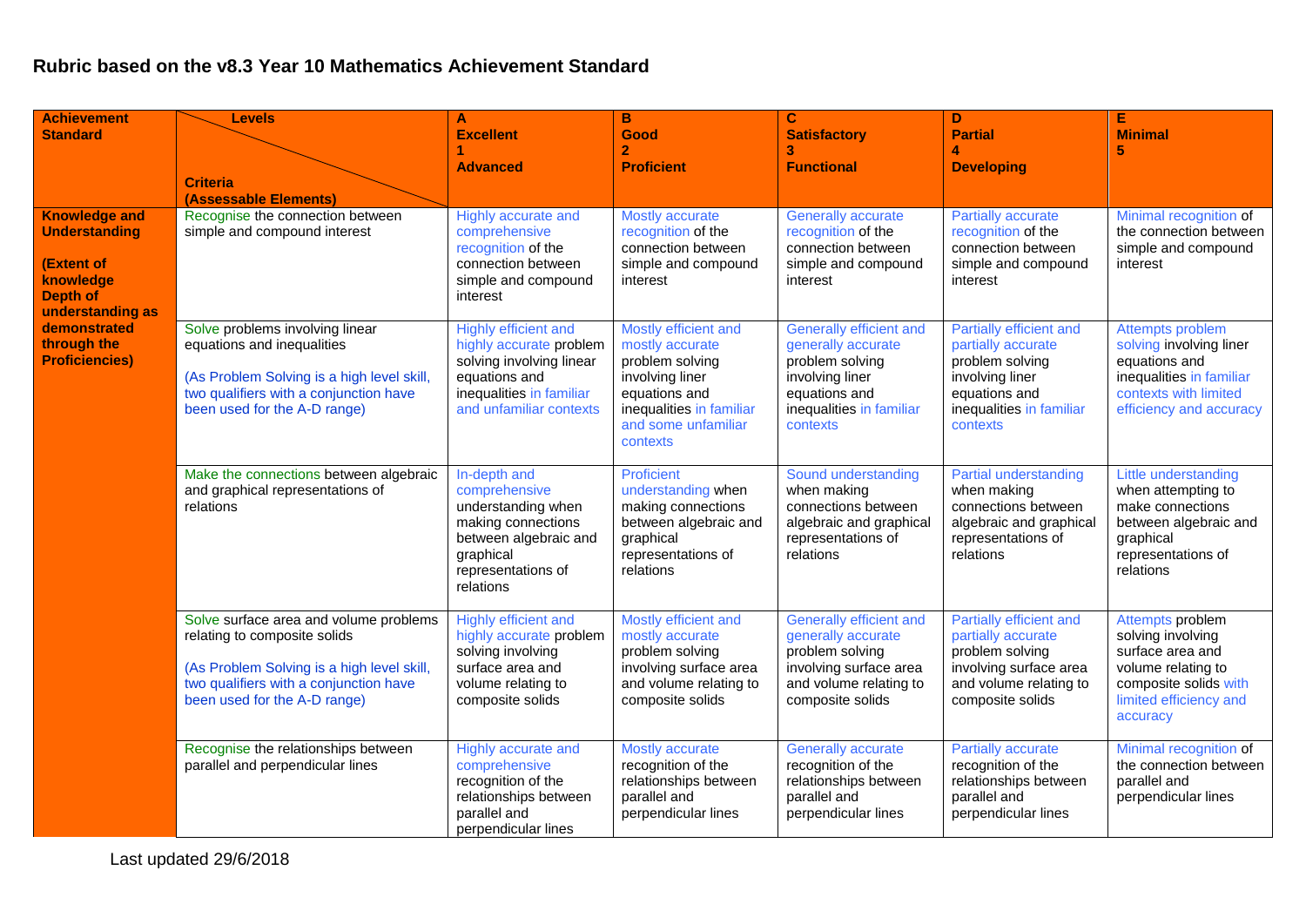## Rubric based on the v8.3 Year 10 Mathematics Achievement Standard

| Achievement Standard | Levels / Criteria (Assessable Elements) | A Excellent 1 Advanced | B Good 2 Proficient | C Satisfactory 3 Functional | D Partial 4 Developing | E Minimal 5 |
|---|---|---|---|---|---|---|
| **Knowledge and Understanding** **(Extent of knowledge Depth of understanding as demonstrated through the Proficiencies)** | Recognise the connection between simple and compound interest | Highly accurate and comprehensive recognition of the connection between simple and compound interest | Mostly accurate recognition of the connection between simple and compound interest | Generally accurate recognition of the connection between simple and compound interest | Partially accurate recognition of the connection between simple and compound interest | Minimal recognition of the connection between simple and compound interest |
| | Solve problems involving linear equations and inequalities (As Problem Solving is a high level skill, two qualifiers with a conjunction have been used for the A-D range) | Highly efficient and highly accurate problem solving involving linear equations and inequalities in familiar and unfamiliar contexts | Mostly efficient and mostly accurate problem solving involving liner equations and inequalities in familiar and some unfamiliar contexts | Generally efficient and generally accurate problem solving involving liner equations and inequalities in familiar contexts | Partially efficient and partially accurate problem solving involving liner equations and inequalities in familiar contexts | Attempts problem solving involving liner equations and inequalities in familiar contexts with limited efficiency and accuracy |
| | Make the connections between algebraic and graphical representations of relations | In-depth and comprehensive understanding when making connections between algebraic and graphical representations of relations | Proficient understanding when making connections between algebraic and graphical representations of relations | Sound understanding when making connections between algebraic and graphical representations of relations | Partial understanding when making connections between algebraic and graphical representations of relations | Little understanding when attempting to make connections between algebraic and graphical representations of relations |
| | Solve surface area and volume problems relating to composite solids (As Problem Solving is a high level skill, two qualifiers with a conjunction have been used for the A-D range) | Highly efficient and highly accurate problem solving involving surface area and volume relating to composite solids | Mostly efficient and mostly accurate problem solving involving surface area and volume relating to composite solids | Generally efficient and generally accurate problem solving involving surface area and volume relating to composite solids | Partially efficient and partially accurate problem solving involving surface area and volume relating to composite solids | Attempts problem solving involving surface area and volume relating to composite solids with limited efficiency and accuracy |
| | Recognise the relationships between parallel and perpendicular lines | Highly accurate and comprehensive recognition of the relationships between parallel and perpendicular lines | Mostly accurate recognition of the relationships between parallel and perpendicular lines | Generally accurate recognition of the relationships between parallel and perpendicular lines | Partially accurate recognition of the relationships between parallel and perpendicular lines | Minimal recognition of the connection between parallel and perpendicular lines |

Last updated 29/6/2018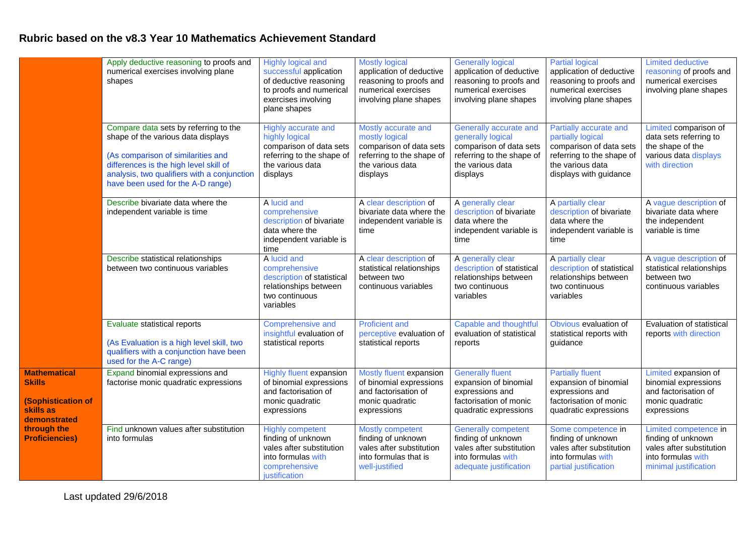## Rubric based on the v8.3 Year 10 Mathematics Achievement Standard

| | | | | | | |
|---|---|---|---|---|---|---|
| | Apply deductive reasoning to proofs and numerical exercises involving plane shapes | Highly logical and successful application of deductive reasoning to proofs and numerical exercises involving plane shapes | Mostly logical application of deductive reasoning to proofs and numerical exercises involving plane shapes | Generally logical application of deductive reasoning to proofs and numerical exercises involving plane shapes | Partial logical application of deductive reasoning to proofs and numerical exercises involving plane shapes | Limited deductive reasoning of proofs and numerical exercises involving plane shapes |
| | Compare data sets by referring to the shape of the various data displays<br><br>(As comparison of similarities and differences is the high level skill of analysis, two qualifiers with a conjunction have been used for the A-D range) | Highly accurate and highly logical comparison of data sets referring to the shape of the various data displays | Mostly accurate and mostly logical comparison of data sets referring to the shape of the various data displays | Generally accurate and generally logical comparison of data sets referring to the shape of the various data displays | Partially accurate and partially logical comparison of data sets referring to the shape of the various data displays with guidance | Limited comparison of data sets referring to the shape of the various data displays with direction |
| | Describe bivariate data where the independent variable is time | A lucid and comprehensive description of bivariate data where the independent variable is time | A clear description of bivariate data where the independent variable is time | A generally clear description of bivariate data where the independent variable is time | A partially clear description of bivariate data where the independent variable is time | A vague description of bivariate data where the independent variable is time |
| | Describe statistical relationships between two continuous variables | A lucid and comprehensive description of statistical relationships between two continuous variables | A clear description of statistical relationships between two continuous variables | A generally clear description of statistical relationships between two continuous variables | A partially clear description of statistical relationships between two continuous variables | A vague description of statistical relationships between two continuous variables |
| | Evaluate statistical reports<br><br>(As Evaluation is a high level skill, two qualifiers with a conjunction have been used for the A-C range) | Comprehensive and insightful evaluation of statistical reports | Proficient and perceptive evaluation of statistical reports | Capable and thoughtful evaluation of statistical reports | Obvious evaluation of statistical reports with guidance | Evaluation of statistical reports with direction |
| **Mathematical Skills**<br><br>**(Sophistication of skills as demonstrated through the Proficiencies)** | Expand binomial expressions and factorise monic quadratic expressions | Highly fluent expansion of binomial expressions and factorisation of monic quadratic expressions | Mostly fluent expansion of binomial expressions and factorisation of monic quadratic expressions | Generally fluent expansion of binomial expressions and factorisation of monic quadratic expressions | Partially fluent expansion of binomial expressions and factorisation of monic quadratic expressions | Limited expansion of binomial expressions and factorisation of monic quadratic expressions |
| | Find unknown values after substitution into formulas | Highly competent finding of unknown vales after substitution into formulas with comprehensive justification | Mostly competent finding of unknown vales after substitution into formulas that is well-justified | Generally competent finding of unknown vales after substitution into formulas with adequate justification | Some competence in finding of unknown vales after substitution into formulas with partial justification | Limited competence in finding of unknown vales after substitution into formulas with minimal justification |

Last updated 29/6/2018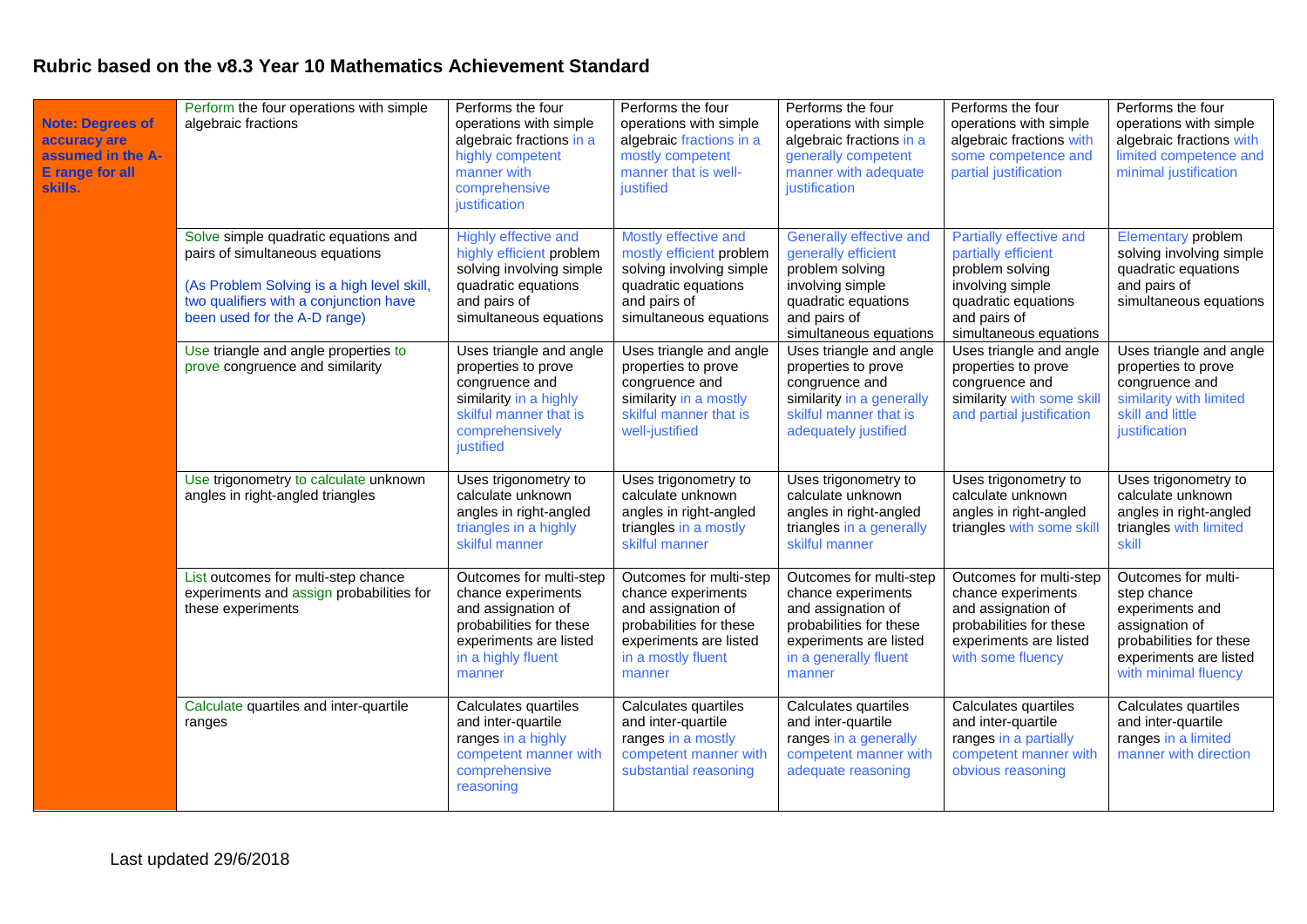# Rubric based on the v8.3 Year 10 Mathematics Achievement Standard

| | | | | | | |
|---|---|---|---|---|---|---|
| **Note: Degrees of accuracy are assumed in the A-E range for all skills.** | Perform the four operations with simple algebraic fractions | Performs the four operations with simple algebraic fractions in a highly competent manner with comprehensive justification | Performs the four operations with simple algebraic fractions in a mostly competent manner that is well-justified | Performs the four operations with simple algebraic fractions in a generally competent manner with adequate justification | Performs the four operations with simple algebraic fractions with some competence and partial justification | Performs the four operations with simple algebraic fractions with limited competence and minimal justification |
| | Solve simple quadratic equations and pairs of simultaneous equations<br><br>(As Problem Solving is a high level skill, two qualifiers with a conjunction have been used for the A-D range) | Highly effective and highly efficient problem solving involving simple quadratic equations and pairs of simultaneous equations | Mostly effective and mostly efficient problem solving involving simple quadratic equations and pairs of simultaneous equations | Generally effective and generally efficient problem solving involving simple quadratic equations and pairs of simultaneous equations | Partially effective and partially efficient problem solving involving simple quadratic equations and pairs of simultaneous equations | Elementary problem solving involving simple quadratic equations and pairs of simultaneous equations |
| | Use triangle and angle properties to prove congruence and similarity | Uses triangle and angle properties to prove congruence and similarity in a highly skilful manner that is comprehensively justified | Uses triangle and angle properties to prove congruence and similarity in a mostly skilful manner that is well-justified | Uses triangle and angle properties to prove congruence and similarity in a generally skilful manner that is adequately justified | Uses triangle and angle properties to prove congruence and similarity with some skill and partial justification | Uses triangle and angle properties to prove congruence and similarity with limited skill and little justification |
| | Use trigonometry to calculate unknown angles in right-angled triangles | Uses trigonometry to calculate unknown angles in right-angled triangles in a highly skilful manner | Uses trigonometry to calculate unknown angles in right-angled triangles in a mostly skilful manner | Uses trigonometry to calculate unknown angles in right-angled triangles in a generally skilful manner | Uses trigonometry to calculate unknown angles in right-angled triangles with some skill | Uses trigonometry to calculate unknown angles in right-angled triangles with limited skill |
| | List outcomes for multi-step chance experiments and assign probabilities for these experiments | Outcomes for multi-step chance experiments and assignation of probabilities for these experiments are listed in a highly fluent manner | Outcomes for multi-step chance experiments and assignation of probabilities for these experiments are listed in a mostly fluent manner | Outcomes for multi-step chance experiments and assignation of probabilities for these experiments are listed in a generally fluent manner | Outcomes for multi-step chance experiments and assignation of probabilities for these experiments are listed with some fluency | Outcomes for multi-step chance experiments and assignation of probabilities for these experiments are listed with minimal fluency |
| | Calculate quartiles and inter-quartile ranges | Calculates quartiles and inter-quartile ranges in a highly competent manner with comprehensive reasoning | Calculates quartiles and inter-quartile ranges in a mostly competent manner with substantial reasoning | Calculates quartiles and inter-quartile ranges in a generally competent manner with adequate reasoning | Calculates quartiles and inter-quartile ranges in a partially competent manner with obvious reasoning | Calculates quartiles and inter-quartile ranges in a limited manner with direction |

Last updated 29/6/2018